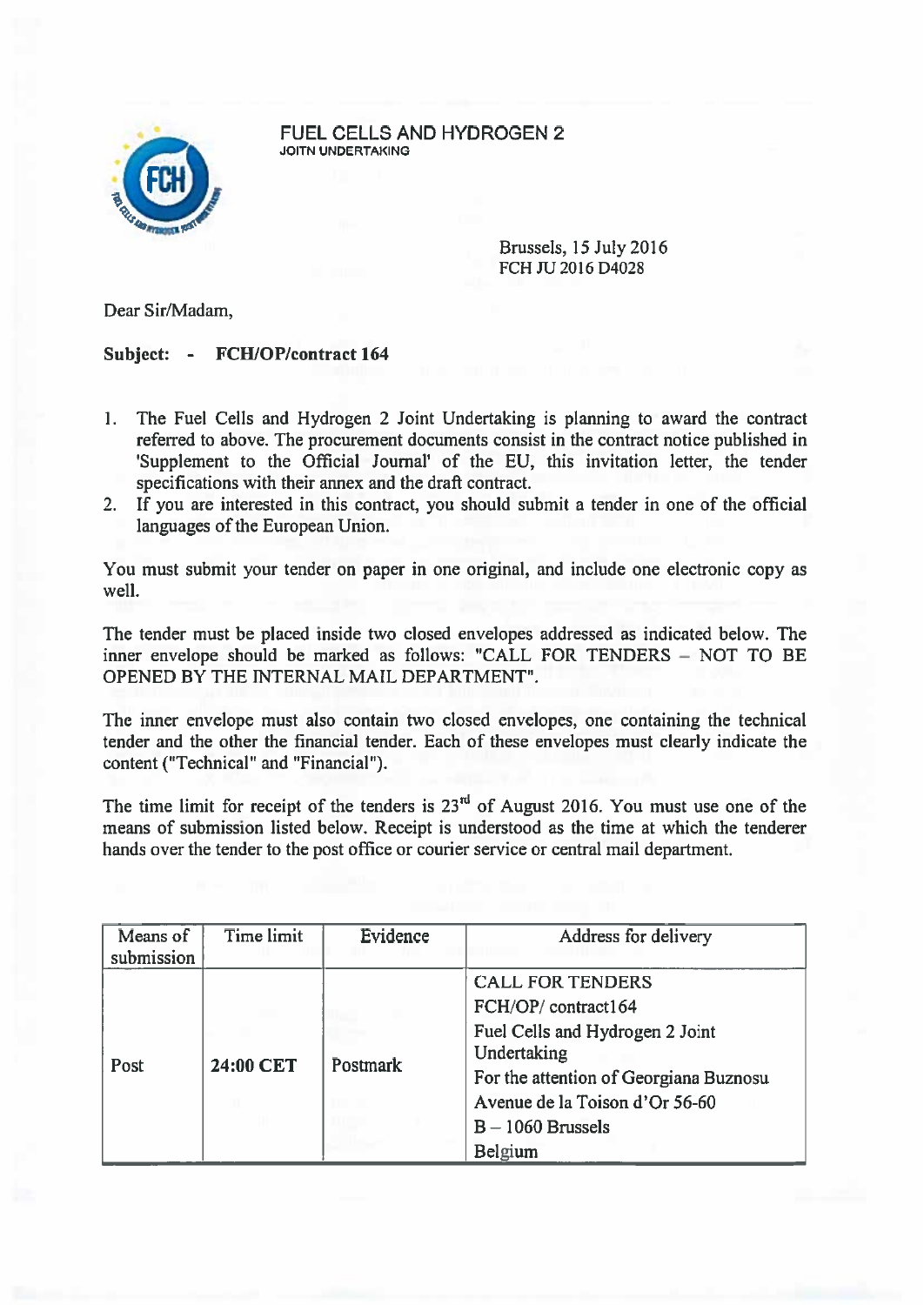FUEL CELLS AND HYDROGEN 2
JOITN UNDERTAKING

Brussels, 15 July 2016
FCH JU 2016 D4028

Dear Sir/Madam,

**Subject: - FCH/OP/contract 164**

1. The Fuel Cells and Hydrogen 2 Joint Undertaking is planning to award the contract referred to above. The procurement documents consist in the contract notice published in 'Supplement to the Official Journal' of the EU, this invitation letter, the tender specifications with their annex and the draft contract.
2. If you are interested in this contract, you should submit a tender in one of the official languages of the European Union.

You must submit your tender on paper in one original, and include one electronic copy as well.

The tender must be placed inside two closed envelopes addressed as indicated below. The inner envelope should be marked as follows: "CALL FOR TENDERS – NOT TO BE OPENED BY THE INTERNAL MAIL DEPARTMENT".

The inner envelope must also contain two closed envelopes, one containing the technical tender and the other the financial tender. Each of these envelopes must clearly indicate the content ("Technical" and "Financial").

The time limit for receipt of the tenders is 23rd of August 2016. You must use one of the means of submission listed below. Receipt is understood as the time at which the tenderer hands over the tender to the post office or courier service or central mail department.

| Means of submission | Time limit | Evidence | Address for delivery |
|---|---|---|---|
| Post | **24:00 CET** | Postmark | CALL FOR TENDERS<br>FCH/OP/ contract164<br>Fuel Cells and Hydrogen 2 Joint Undertaking<br>For the attention of Georgiana Buznosu<br>Avenue de la Toison d'Or 56-60<br>B – 1060 Brussels<br>Belgium |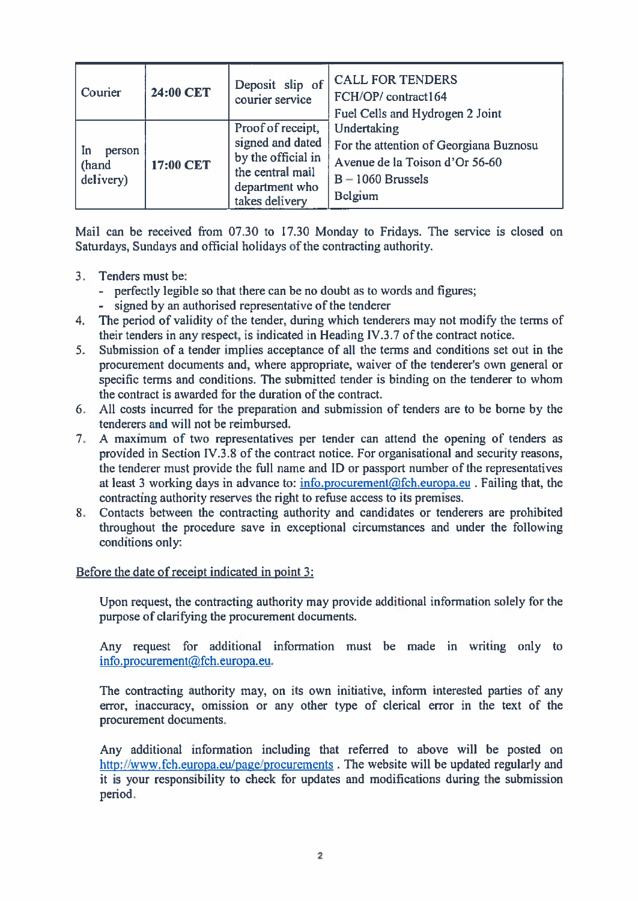| Courier | 24:00 CET | Deposit slip of courier service | CALL FOR TENDERS<br>FCH/OP/ contract164<br>Fuel Cells and Hydrogen 2 Joint Undertaking<br>For the attention of Georgiana Buznosu<br>Avenue de la Toison d'Or 56-60<br>B – 1060 Brussels<br>Belgium |
|---|---|---|---|
| In person (hand delivery) | 17:00 CET | Proof of receipt, signed and dated by the official in the central mail department who takes delivery | |

Mail can be received from 07.30 to 17.30 Monday to Fridays. The service is closed on Saturdays, Sundays and official holidays of the contracting authority.

3. Tenders must be:
   - perfectly legible so that there can be no doubt as to words and figures;
   - signed by an authorised representative of the tenderer
4. The period of validity of the tender, during which tenderers may not modify the terms of their tenders in any respect, is indicated in Heading IV.3.7 of the contract notice.
5. Submission of a tender implies acceptance of all the terms and conditions set out in the procurement documents and, where appropriate, waiver of the tenderer's own general or specific terms and conditions. The submitted tender is binding on the tenderer to whom the contract is awarded for the duration of the contract.
6. All costs incurred for the preparation and submission of tenders are to be borne by the tenderers and will not be reimbursed.
7. A maximum of two representatives per tender can attend the opening of tenders as provided in Section IV.3.8 of the contract notice. For organisational and security reasons, the tenderer must provide the full name and ID or passport number of the representatives at least 3 working days in advance to: info.procurement@fch.europa.eu . Failing that, the contracting authority reserves the right to refuse access to its premises.
8. Contacts between the contracting authority and candidates or tenderers are prohibited throughout the procedure save in exceptional circumstances and under the following conditions only:

Before the date of receipt indicated in point 3:

Upon request, the contracting authority may provide additional information solely for the purpose of clarifying the procurement documents.

Any request for additional information must be made in writing only to info.procurement@fch.europa.eu.

The contracting authority may, on its own initiative, inform interested parties of any error, inaccuracy, omission or any other type of clerical error in the text of the procurement documents.

Any additional information including that referred to above will be posted on http://www.fch.europa.eu/page/procurements . The website will be updated regularly and it is your responsibility to check for updates and modifications during the submission period.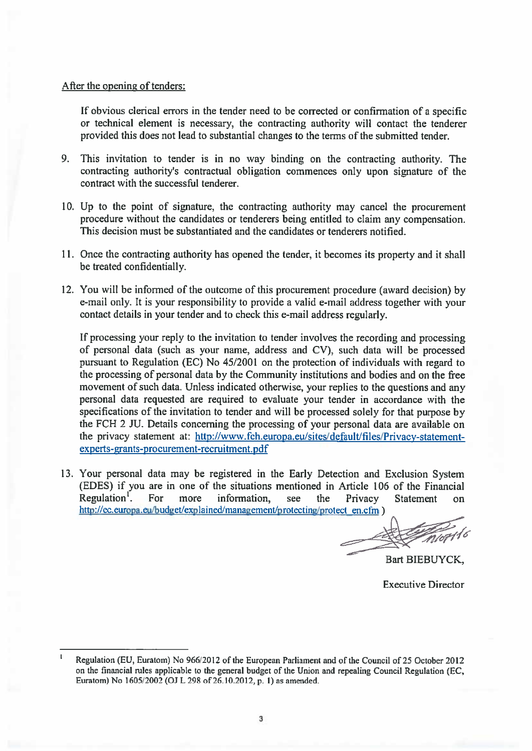After the opening of tenders:

If obvious clerical errors in the tender need to be corrected or confirmation of a specific or technical element is necessary, the contracting authority will contact the tenderer provided this does not lead to substantial changes to the terms of the submitted tender.

9. This invitation to tender is in no way binding on the contracting authority. The contracting authority's contractual obligation commences only upon signature of the contract with the successful tenderer.

10. Up to the point of signature, the contracting authority may cancel the procurement procedure without the candidates or tenderers being entitled to claim any compensation. This decision must be substantiated and the candidates or tenderers notified.

11. Once the contracting authority has opened the tender, it becomes its property and it shall be treated confidentially.

12. You will be informed of the outcome of this procurement procedure (award decision) by e-mail only. It is your responsibility to provide a valid e-mail address together with your contact details in your tender and to check this e-mail address regularly.

    If processing your reply to the invitation to tender involves the recording and processing of personal data (such as your name, address and CV), such data will be processed pursuant to Regulation (EC) No 45/2001 on the protection of individuals with regard to the processing of personal data by the Community institutions and bodies and on the free movement of such data. Unless indicated otherwise, your replies to the questions and any personal data requested are required to evaluate your tender in accordance with the specifications of the invitation to tender and will be processed solely for that purpose by the FCH 2 JU. Details concerning the processing of your personal data are available on the privacy statement at: http://www.fch.europa.eu/sites/default/files/Privacy-statement-experts-grants-procurement-recruitment.pdf

13. Your personal data may be registered in the Early Detection and Exclusion System (EDES) if you are in one of the situations mentioned in Article 106 of the Financial Regulation[1]. For more information, see the Privacy Statement on http://ec.europa.eu/budget/explained/management/protecting/protect_en.cfm )

11/07/16

Bart BIEBUYCK,

Executive Director

[1] Regulation (EU, Euratom) No 966/2012 of the European Parliament and of the Council of 25 October 2012 on the financial rules applicable to the general budget of the Union and repealing Council Regulation (EC, Euratom) No 1605/2002 (OJ L 298 of 26.10.2012, p. 1) as amended.